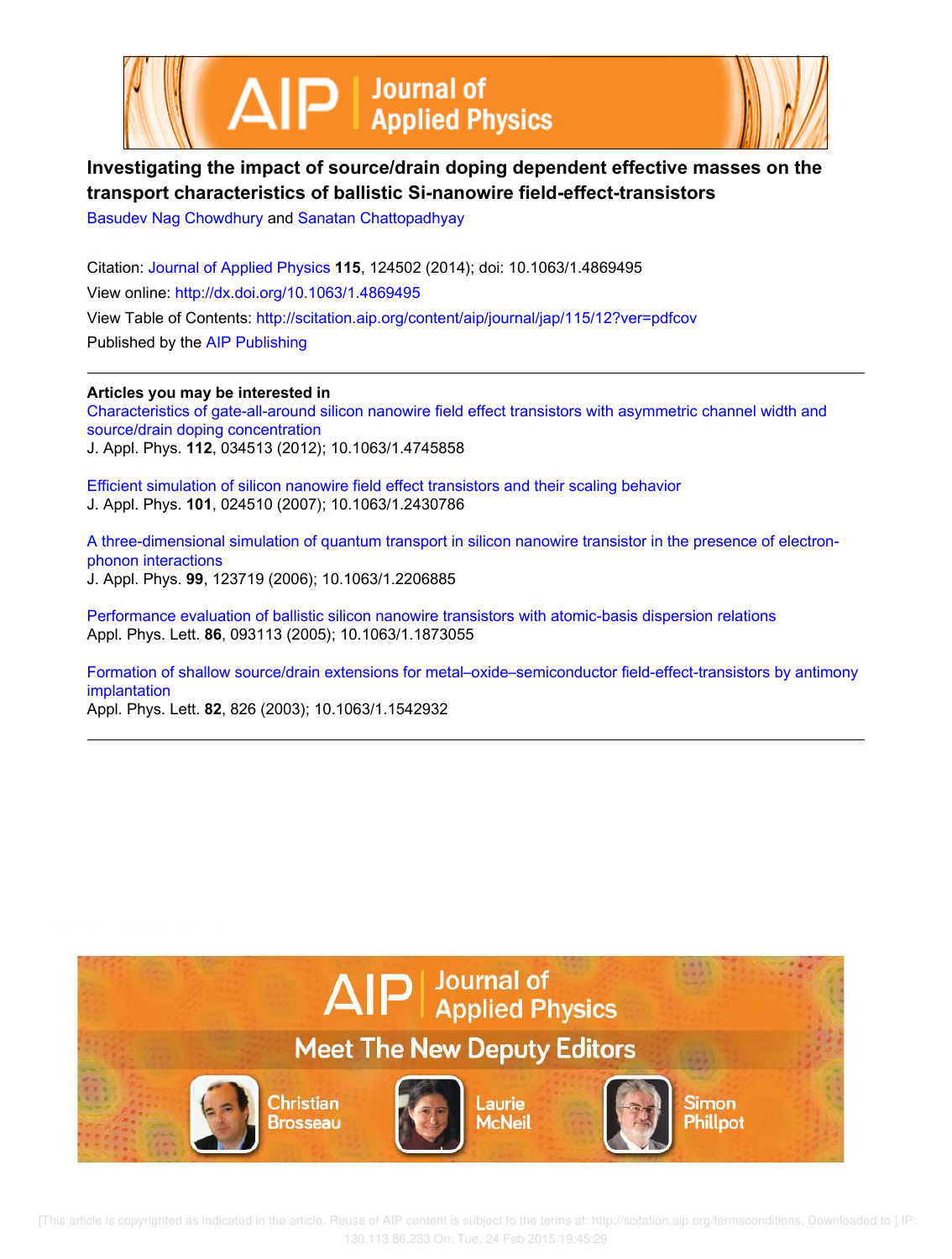# Investigating the impact of source/drain doping dependent effective masses on the transport characteristics of ballistic Si-nanowire field-effect-transistors

Basudev Nag Chowdhury and Sanatan Chattopadhyay

Citation: Journal of Applied Physics **115**, 124502 (2014); doi: 10.1063/1.4869495

View online: http://dx.doi.org/10.1063/1.4869495

View Table of Contents: http://scitation.aip.org/content/aip/journal/jap/115/12?ver=pdfcov

Published by the AIP Publishing

**Articles you may be interested in**

Characteristics of gate-all-around silicon nanowire field effect transistors with asymmetric channel width and source/drain doping concentration
J. Appl. Phys. **112**, 034513 (2012); 10.1063/1.4745858

Efficient simulation of silicon nanowire field effect transistors and their scaling behavior
J. Appl. Phys. **101**, 024510 (2007); 10.1063/1.2430786

A three-dimensional simulation of quantum transport in silicon nanowire transistor in the presence of electron-phonon interactions
J. Appl. Phys. **99**, 123719 (2006); 10.1063/1.2206885

Performance evaluation of ballistic silicon nanowire transistors with atomic-basis dispersion relations
Appl. Phys. Lett. **86**, 093113 (2005); 10.1063/1.1873055

Formation of shallow source/drain extensions for metal–oxide–semiconductor field-effect-transistors by antimony implantation
Appl. Phys. Lett. **82**, 826 (2003); 10.1063/1.1542932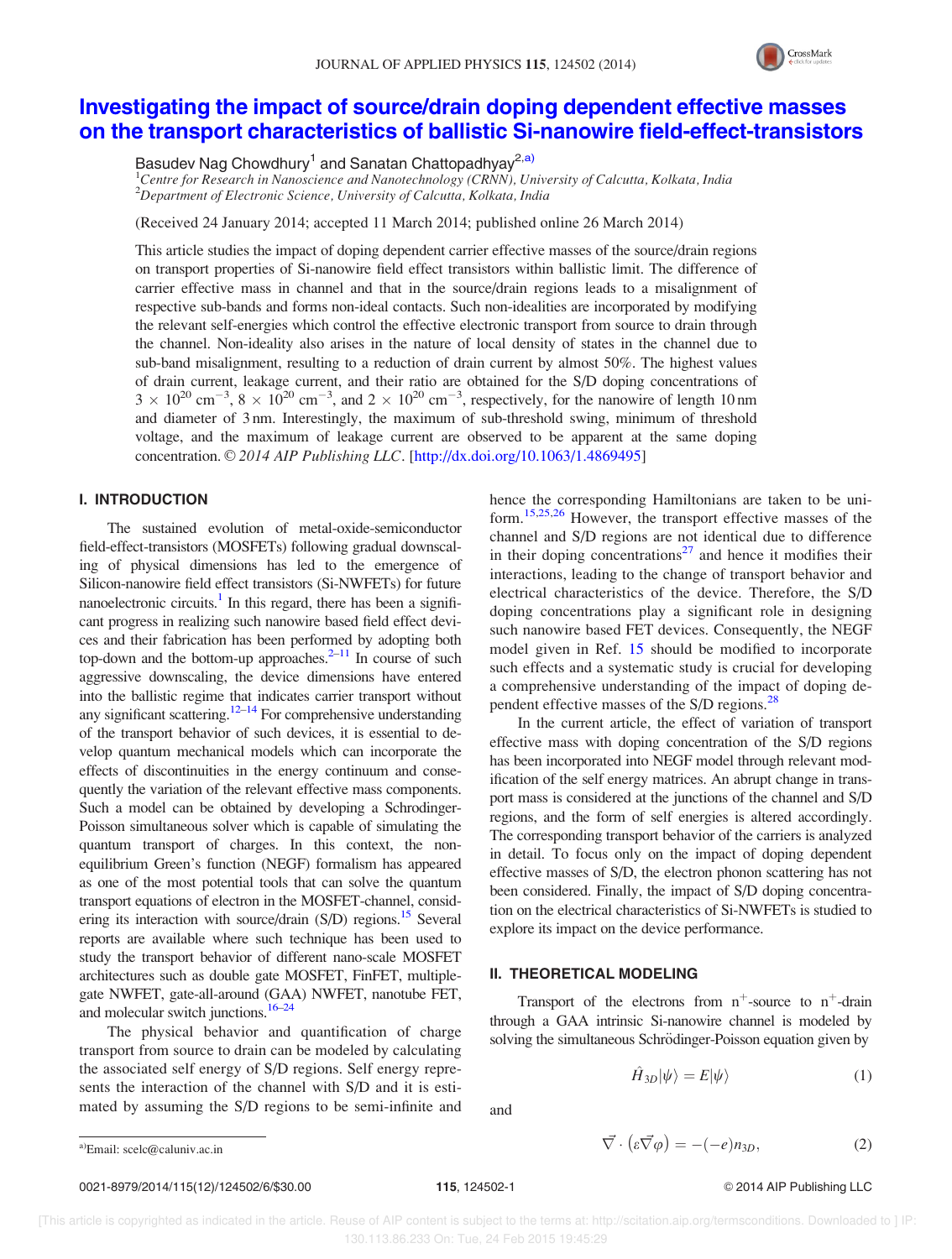# Investigating the impact of source/drain doping dependent effective masses on the transport characteristics of ballistic Si-nanowire field-effect-transistors

Basudev Nag Chowdhury[1] and Sanatan Chattopadhyay[2,a)]

[1]Centre for Research in Nanoscience and Nanotechnology (CRNN), University of Calcutta, Kolkata, India
[2]Department of Electronic Science, University of Calcutta, Kolkata, India

(Received 24 January 2014; accepted 11 March 2014; published online 26 March 2014)

This article studies the impact of doping dependent carrier effective masses of the source/drain regions on transport properties of Si-nanowire field effect transistors within ballistic limit. The difference of carrier effective mass in channel and that in the source/drain regions leads to a misalignment of respective sub-bands and forms non-ideal contacts. Such non-idealities are incorporated by modifying the relevant self-energies which control the effective electronic transport from source to drain through the channel. Non-ideality also arises in the nature of local density of states in the channel due to sub-band misalignment, resulting to a reduction of drain current by almost 50%. The highest values of drain current, leakage current, and their ratio are obtained for the S/D doping concentrations of $3 \times 10^{20}$ cm$^{-3}$, $8 \times 10^{20}$ cm$^{-3}$, and $2 \times 10^{20}$ cm$^{-3}$, respectively, for the nanowire of length 10 nm and diameter of 3 nm. Interestingly, the maximum of sub-threshold swing, minimum of threshold voltage, and the maximum of leakage current are observed to be apparent at the same doping concentration. © *2014 AIP Publishing LLC*. [http://dx.doi.org/10.1063/1.4869495]

## I. INTRODUCTION

The sustained evolution of metal-oxide-semiconductor field-effect-transistors (MOSFETs) following gradual downscaling of physical dimensions has led to the emergence of Silicon-nanowire field effect transistors (Si-NWFETs) for future nanoelectronic circuits.[1] In this regard, there has been a significant progress in realizing such nanowire based field effect devices and their fabrication has been performed by adopting both top-down and the bottom-up approaches.[2–11] In course of such aggressive downscaling, the device dimensions have entered into the ballistic regime that indicates carrier transport without any significant scattering.[12–14] For comprehensive understanding of the transport behavior of such devices, it is essential to develop quantum mechanical models which can incorporate the effects of discontinuities in the energy continuum and consequently the variation of the relevant effective mass components. Such a model can be obtained by developing a Schrodinger-Poisson simultaneous solver which is capable of simulating the quantum transport of charges. In this context, the non-equilibrium Green's function (NEGF) formalism has appeared as one of the most potential tools that can solve the quantum transport equations of electron in the MOSFET-channel, considering its interaction with source/drain (S/D) regions.[15] Several reports are available where such technique has been used to study the transport behavior of different nano-scale MOSFET architectures such as double gate MOSFET, FinFET, multiple-gate NWFET, gate-all-around (GAA) NWFET, nanotube FET, and molecular switch junctions.[16–24]

The physical behavior and quantification of charge transport from source to drain can be modeled by calculating the associated self energy of S/D regions. Self energy represents the interaction of the channel with S/D and it is estimated by assuming the S/D regions to be semi-infinite and hence the corresponding Hamiltonians are taken to be uniform.[15,25,26] However, the transport effective masses of the channel and S/D regions are not identical due to difference in their doping concentrations[27] and hence it modifies their interactions, leading to the change of transport behavior and electrical characteristics of the device. Therefore, the S/D doping concentrations play a significant role in designing such nanowire based FET devices. Consequently, the NEGF model given in Ref. 15 should be modified to incorporate such effects and a systematic study is crucial for developing a comprehensive understanding of the impact of doping dependent effective masses of the S/D regions.[28]

In the current article, the effect of variation of transport effective mass with doping concentration of the S/D regions has been incorporated into NEGF model through relevant modification of the self energy matrices. An abrupt change in transport mass is considered at the junctions of the channel and S/D regions, and the form of self energies is altered accordingly. The corresponding transport behavior of the carriers is analyzed in detail. To focus only on the impact of doping dependent effective masses of S/D, the electron phonon scattering has not been considered. Finally, the impact of S/D doping concentration on the electrical characteristics of Si-NWFETs is studied to explore its impact on the device performance.

## II. THEORETICAL MODELING

Transport of the electrons from n$^{+}$-source to n$^{+}$-drain through a GAA intrinsic Si-nanowire channel is modeled by solving the simultaneous Schrödinger-Poisson equation given by

$$\hat{H}_{3D}|\psi\rangle = E|\psi\rangle \tag{1}$$

and

$$\vec{\nabla} \cdot \left(\varepsilon \vec{\nabla} \varphi\right) = -(-e)n_{3D}, \tag{2}$$

a)Email: scelc@caluniv.ac.in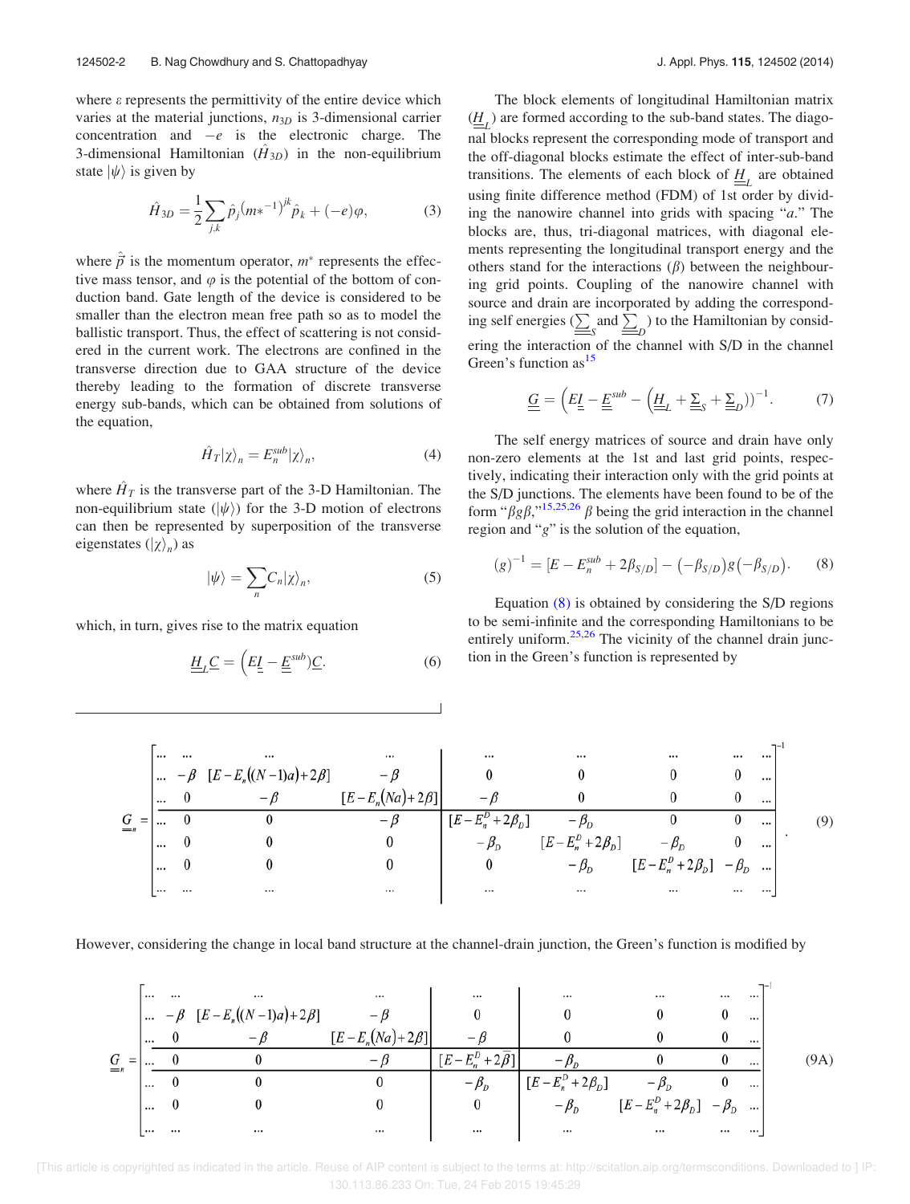where ε represents the permittivity of the entire device which varies at the material junctions, $n_{3D}$ is 3-dimensional carrier concentration and $-e$ is the electronic charge. The 3-dimensional Hamiltonian ($\hat{H}_{3D}$) in the non-equilibrium state $|\psi\rangle$ is given by

$$\hat{H}_{3D} = \frac{1}{2}\sum_{j,k}\hat{p}_j\left(m*^{-1}\right)^{jk}\hat{p}_k + (-e)\varphi, \tag{3}$$

where $\hat{\vec{p}}$ is the momentum operator, $m^*$ represents the effective mass tensor, and $\varphi$ is the potential of the bottom of conduction band. Gate length of the device is considered to be smaller than the electron mean free path so as to model the ballistic transport. Thus, the effect of scattering is not considered in the current work. The electrons are confined in the transverse direction due to GAA structure of the device thereby leading to the formation of discrete transverse energy sub-bands, which can be obtained from solutions of the equation,

$$\hat{H}_T|\chi\rangle_n = E_n^{sub}|\chi\rangle_n, \tag{4}$$

where $\hat{H}_T$ is the transverse part of the 3-D Hamiltonian. The non-equilibrium state ($|\psi\rangle$) for the 3-D motion of electrons can then be represented by superposition of the transverse eigenstates ($|\chi\rangle_n$) as

$$|\psi\rangle = \sum_n C_n|\chi\rangle_n, \tag{5}$$

which, in turn, gives rise to the matrix equation

$$\underline{\underline{H}}_L\underline{C} = \left(E\underline{\underline{I}} - \underline{\underline{E}}^{sub}\right)\underline{C}. \tag{6}$$

The block elements of longitudinal Hamiltonian matrix ($\underline{\underline{H}}_L$) are formed according to the sub-band states. The diagonal blocks represent the corresponding mode of transport and the off-diagonal blocks estimate the effect of inter-sub-band transitions. The elements of each block of $\underline{\underline{H}}_L$ are obtained using finite difference method (FDM) of 1st order by dividing the nanowire channel into grids with spacing "$a$." The blocks are, thus, tri-diagonal matrices, with diagonal elements representing the longitudinal transport energy and the others stand for the interactions ($\beta$) between the neighbouring grid points. Coupling of the nanowire channel with source and drain are incorporated by adding the corresponding self energies ($\underline{\underline{\sum}}_S$ and $\underline{\underline{\sum}}_D$) to the Hamiltonian by considering the interaction of the channel with S/D in the channel Green's function as[15]

$$\underline{\underline{G}} = \left(E\underline{\underline{I}} - \underline{\underline{E}}^{sub} - \left(\underline{\underline{H}}_L + \underline{\underline{\Sigma}}_S + \underline{\underline{\Sigma}}_D\right)\right)^{-1}. \tag{7}$$

The self energy matrices of source and drain have only non-zero elements at the 1st and last grid points, respectively, indicating their interaction only with the grid points at the S/D junctions. The elements have been found to be of the form "$\beta g\beta$,"[15,25,26] $\beta$ being the grid interaction in the channel region and "$g$" is the solution of the equation,

$$(g)^{-1} = [E - E_n^{sub} + 2\beta_{S/D}] - (-\beta_{S/D})g(-\beta_{S/D}). \tag{8}$$

Equation (8) is obtained by considering the S/D regions to be semi-infinite and the corresponding Hamiltonians to be entirely uniform.[25,26] The vicinity of the channel drain junction in the Green's function is represented by

$$\underline{\underline{G}}_n = \left[\begin{array}{cccc|ccccc}
\cdots & \cdots & \cdots & \cdots & \cdots & \cdots & \cdots & \cdots & \cdots \\
\cdots & -\beta & [E - E_n((N-1)a) + 2\beta] & -\beta & 0 & 0 & 0 & 0 & \cdots \\
\cdots & 0 & -\beta & [E - E_n(Na) + 2\beta] & -\beta & 0 & 0 & 0 & \cdots \\
\hline
\cdots & 0 & 0 & -\beta & [E - E_n^D + 2\beta_D] & -\beta_D & 0 & 0 & \cdots \\
\cdots & 0 & 0 & 0 & -\beta_D & [E - E_n^D + 2\beta_D] & -\beta_D & 0 & \cdots \\
\cdots & 0 & 0 & 0 & 0 & -\beta_D & [E - E_n^D + 2\beta_D] & -\beta_D & \cdots \\
\cdots & \cdots & \cdots & \cdots & \cdots & \cdots & \cdots & \cdots & \cdots
\end{array}\right]^{-1}. \tag{9}$$

However, considering the change in local band structure at the channel-drain junction, the Green's function is modified by

$$\underline{\underline{G}}_n = \left[\begin{array}{cccc|c|cccc}
\cdots & \cdots & \cdots & \cdots & \cdots & \cdots & \cdots & \cdots & \cdots \\
\cdots & -\beta & [E - E_n((N-1)a) + 2\beta] & -\beta & 0 & 0 & 0 & 0 & \cdots \\
\cdots & 0 & -\beta & [E - E_n(Na) + 2\beta] & -\beta & 0 & 0 & 0 & \cdots \\
\hline
\cdots & 0 & 0 & -\beta & [E - E_n^D + 2\bar{\beta}] & -\beta_D & 0 & 0 & \cdots \\
\hline
\cdots & 0 & 0 & 0 & -\beta_D & [E - E_n^D + 2\beta_D] & -\beta_D & 0 & \cdots \\
\cdots & 0 & 0 & 0 & 0 & -\beta_D & [E - E_n^D + 2\beta_D] & -\beta_D & \cdots \\
\cdots & \cdots & \cdots & \cdots & \cdots & \cdots & \cdots & \cdots & \cdots
\end{array}\right]^{-1} \tag{9A}$$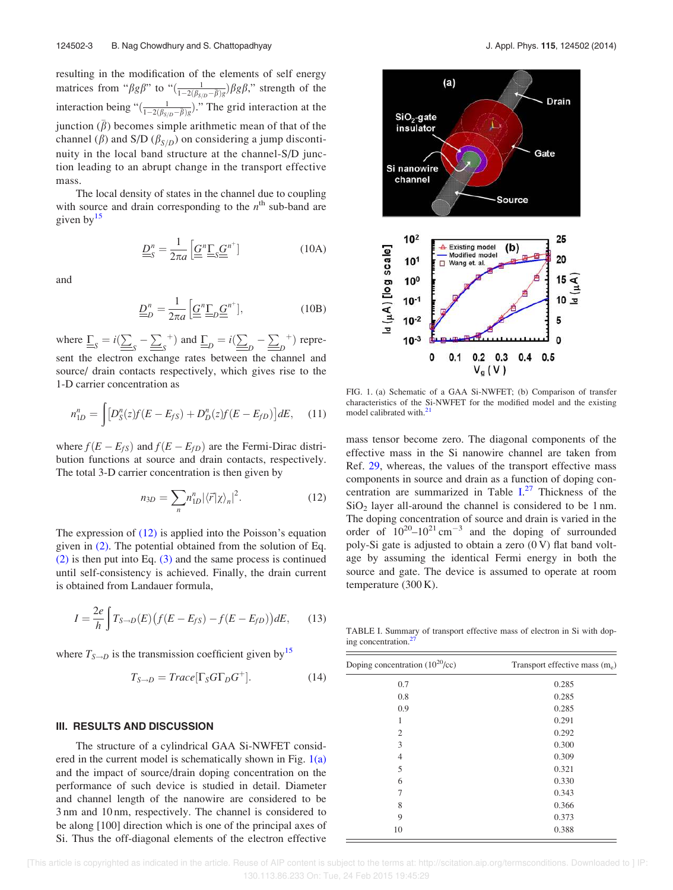resulting in the modification of the elements of self energy matrices from "$\beta g \beta$" to "$(\frac{1}{1-2(\beta_{S/D}-\bar{\beta})g})\beta g \beta$," strength of the interaction being "$(\frac{1}{1-2(\beta_{S/D}-\bar{\beta})g})$." The grid interaction at the junction ($\bar{\beta}$) becomes simple arithmetic mean of that of the channel ($\beta$) and S/D ($\beta_{S/D}$) on considering a jump discontinuity in the local band structure at the channel-S/D junction leading to an abrupt change in the transport effective mass.

The local density of states in the channel due to coupling with source and drain corresponding to the $n^{th}$ sub-band are given by[15]

$$\underline{\underline{D}}_S^n = \frac{1}{2\pi a}\left[\underline{\underline{G}}^n \underline{\underline{\Gamma}}_S \underline{\underline{G}}^{n^+}\right] \tag{10A}$$

and

$$\underline{\underline{D}}_D^n = \frac{1}{2\pi a}\left[\underline{\underline{G}}^n \underline{\underline{\Gamma}}_D \underline{\underline{G}}^{n^+}\right], \tag{10B}$$

where $\underline{\underline{\Gamma}}_S = i(\underline{\underline{\Sigma}}_S - \underline{\underline{\Sigma}}_S^+)$ and $\underline{\underline{\Gamma}}_D = i(\underline{\underline{\Sigma}}_D - \underline{\underline{\Sigma}}_D^+)$ represent the electron exchange rates between the channel and source/ drain contacts respectively, which gives rise to the 1-D carrier concentration as

$$n_{1D}^n = \int \left[D_S^n(z) f(E - E_{fS}) + D_D^n(z) f(E - E_{fD})\right] dE, \tag{11}$$

where $f(E - E_{fS})$ and $f(E - E_{fD})$ are the Fermi-Dirac distribution functions at source and drain contacts, respectively. The total 3-D carrier concentration is then given by

$$n_{3D} = \sum_n n_{1D}^n |\langle \vec{r}|\chi\rangle_n|^2. \tag{12}$$

The expression of (12) is applied into the Poisson's equation given in (2). The potential obtained from the solution of Eq. (2) is then put into Eq. (3) and the same process is continued until self-consistency is achieved. Finally, the drain current is obtained from Landauer formula,

$$I = \frac{2e}{h}\int T_{S\to D}(E)\left(f(E - E_{fS}) - f(E - E_{fD})\right) dE, \tag{13}$$

where $T_{S\to D}$ is the transmission coefficient given by[15]

$$T_{S\to D} = Trace[\Gamma_S G \Gamma_D G^+]. \tag{14}$$

## III. RESULTS AND DISCUSSION

The structure of a cylindrical GAA Si-NWFET considered in the current model is schematically shown in Fig. 1(a) and the impact of source/drain doping concentration on the performance of such device is studied in detail. Diameter and channel length of the nanowire are considered to be 3 nm and 10 nm, respectively. The channel is considered to be along [100] direction which is one of the principal axes of Si. Thus the off-diagonal elements of the electron effective mass tensor become zero. The diagonal components of the effective mass in the Si nanowire channel are taken from Ref. 29, whereas, the values of the transport effective mass components in source and drain as a function of doping concentration are summarized in Table I.[27] Thickness of the $SiO_2$ layer all-around the channel is considered to be 1 nm. The doping concentration of source and drain is varied in the order of $10^{20}$–$10^{21}$ cm$^{-3}$ and the doping of surrounded poly-Si gate is adjusted to obtain a zero (0 V) flat band voltage by assuming the identical Fermi energy in both the source and gate. The device is assumed to operate at room temperature (300 K).

FIG. 1. (a) Schematic of a GAA Si-NWFET; (b) Comparison of transfer characteristics of the Si-NWFET for the modified model and the existing model calibrated with.[21]

TABLE I. Summary of transport effective mass of electron in Si with doping concentration.[27]

| Doping concentration ($10^{20}$/cc) | Transport effective mass ($m_e$) |
|---|---|
| 0.7 | 0.285 |
| 0.8 | 0.285 |
| 0.9 | 0.285 |
| 1 | 0.291 |
| 2 | 0.292 |
| 3 | 0.300 |
| 4 | 0.309 |
| 5 | 0.321 |
| 6 | 0.330 |
| 7 | 0.343 |
| 8 | 0.366 |
| 9 | 0.373 |
| 10 | 0.388 |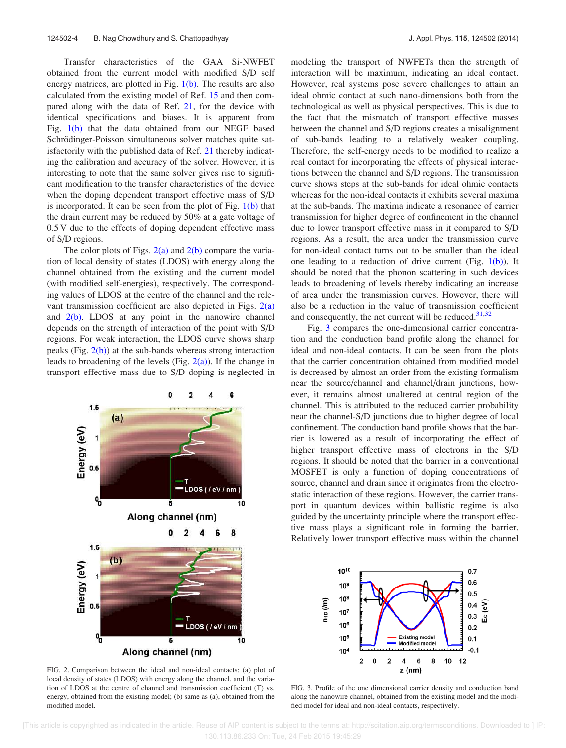Transfer characteristics of the GAA Si-NWFET obtained from the current model with modified S/D self energy matrices, are plotted in Fig. 1(b). The results are also calculated from the existing model of Ref. 15 and then compared along with the data of Ref. 21, for the device with identical specifications and biases. It is apparent from Fig. 1(b) that the data obtained from our NEGF based Schrödinger-Poisson simultaneous solver matches quite satisfactorily with the published data of Ref. 21 thereby indicating the calibration and accuracy of the solver. However, it is interesting to note that the same solver gives rise to significant modification to the transfer characteristics of the device when the doping dependent transport effective mass of S/D is incorporated. It can be seen from the plot of Fig. 1(b) that the drain current may be reduced by 50% at a gate voltage of 0.5 V due to the effects of doping dependent effective mass of S/D regions.

The color plots of Figs. 2(a) and 2(b) compare the variation of local density of states (LDOS) with energy along the channel obtained from the existing and the current model (with modified self-energies), respectively. The corresponding values of LDOS at the centre of the channel and the relevant transmission coefficient are also depicted in Figs. 2(a) and 2(b). LDOS at any point in the nanowire channel depends on the strength of interaction of the point with S/D regions. For weak interaction, the LDOS curve shows sharp peaks (Fig. 2(b)) at the sub-bands whereas strong interaction leads to broadening of the levels (Fig. 2(a)). If the change in transport effective mass due to S/D doping is neglected in modeling the transport of NWFETs then the strength of interaction will be maximum, indicating an ideal contact. However, real systems pose severe challenges to attain an ideal ohmic contact at such nano-dimensions both from the technological as well as physical perspectives. This is due to the fact that the mismatch of transport effective masses between the channel and S/D regions creates a misalignment of sub-bands leading to a relatively weaker coupling. Therefore, the self-energy needs to be modified to realize a real contact for incorporating the effects of physical interactions between the channel and S/D regions. The transmission curve shows steps at the sub-bands for ideal ohmic contacts whereas for the non-ideal contacts it exhibits several maxima at the sub-bands. The maxima indicate a resonance of carrier transmission for higher degree of confinement in the channel due to lower transport effective mass in it compared to S/D regions. As a result, the area under the transmission curve for non-ideal contact turns out to be smaller than the ideal one leading to a reduction of drive current (Fig. 1(b)). It should be noted that the phonon scattering in such devices leads to broadening of levels thereby indicating an increase of area under the transmission curves. However, there will also be a reduction in the value of transmission coefficient and consequently, the net current will be reduced.[31,32]

FIG. 2. Comparison between the ideal and non-ideal contacts: (a) plot of local density of states (LDOS) with energy along the channel, and the variation of LDOS at the centre of channel and transmission coefficient (T) vs. energy, obtained from the existing model; (b) same as (a), obtained from the modified model.

Fig. 3 compares the one-dimensional carrier concentration and the conduction band profile along the channel for ideal and non-ideal contacts. It can be seen from the plots that the carrier concentration obtained from modified model is decreased by almost an order from the existing formalism near the source/channel and channel/drain junctions, however, it remains almost unaltered at central region of the channel. This is attributed to the reduced carrier probability near the channel-S/D junctions due to higher degree of local confinement. The conduction band profile shows that the barrier is lowered as a result of incorporating the effect of higher transport effective mass of electrons in the S/D regions. It should be noted that the barrier in a conventional MOSFET is only a function of doping concentrations of source, channel and drain since it originates from the electrostatic interaction of these regions. However, the carrier transport in quantum devices within ballistic regime is also guided by the uncertainty principle where the transport effective mass plays a significant role in forming the barrier. Relatively lower transport effective mass within the channel

FIG. 3. Profile of the one dimensional carrier density and conduction band along the nanowire channel, obtained from the existing model and the modified model for ideal and non-ideal contacts, respectively.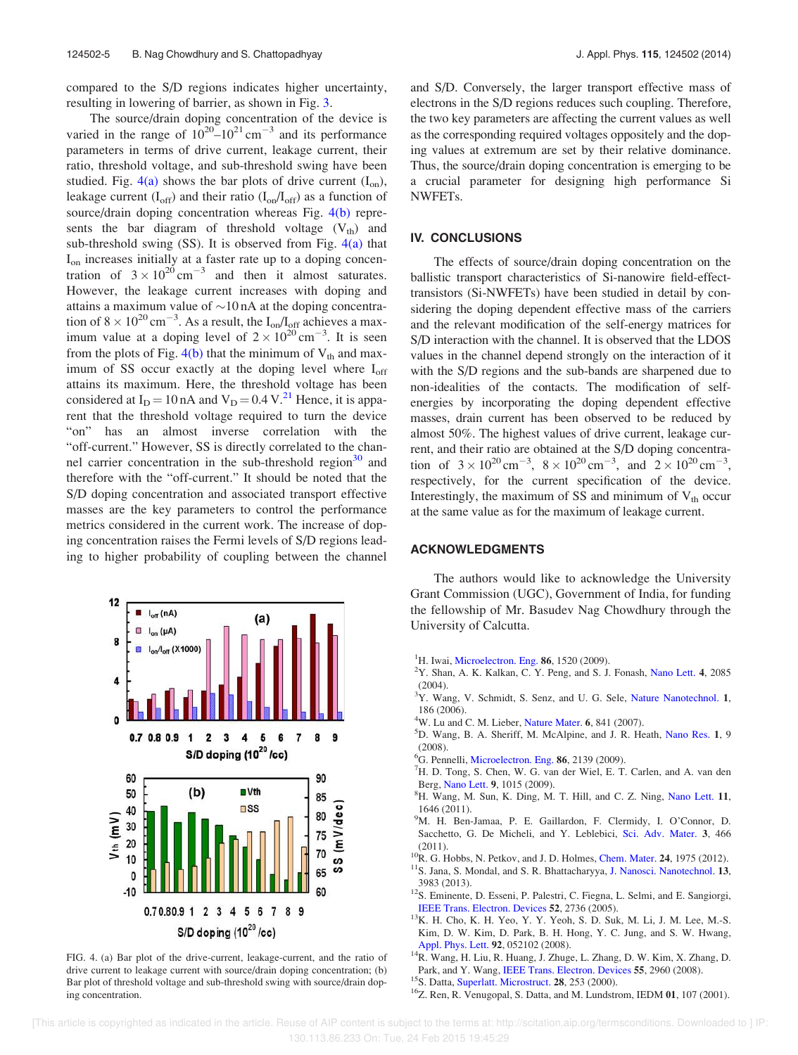compared to the S/D regions indicates higher uncertainity, resulting in lowering of barrier, as shown in Fig. 3.

The source/drain doping concentration of the device is varied in the range of $10^{20}$–$10^{21}\,\mathrm{cm}^{-3}$ and its performance parameters in terms of drive current, leakage current, their ratio, threshold voltage, and sub-threshold swing have been studied. Fig. 4(a) shows the bar plots of drive current ($I_{on}$), leakage current ($I_{off}$) and their ratio ($I_{on}/I_{off}$) as a function of source/drain doping concentration whereas Fig. 4(b) represents the bar diagram of threshold voltage ($V_{th}$) and sub-threshold swing (SS). It is observed from Fig. 4(a) that $I_{on}$ increases initially at a faster rate up to a doping concentration of $3 \times 10^{20}\,\mathrm{cm}^{-3}$ and then it almost saturates. However, the leakage current increases with doping and attains a maximum value of ∼10 nA at the doping concentration of $8 \times 10^{20}\,\mathrm{cm}^{-3}$. As a result, the $I_{on}/I_{off}$ achieves a maximum value at a doping level of $2 \times 10^{20}\,\mathrm{cm}^{-3}$. It is seen from the plots of Fig. 4(b) that the minimum of $V_{th}$ and maximum of SS occur exactly at the doping level where $I_{off}$ attains its maximum. Here, the threshold voltage has been considered at $I_D = 10$ nA and $V_D = 0.4$ V.[21] Hence, it is apparent that the threshold voltage required to turn the device "on" has an almost inverse correlation with the "off-current." However, SS is directly correlated to the channel carrier concentration in the sub-threshold region[30] and therefore with the "off-current." It should be noted that the S/D doping concentration and associated transport effective masses are the key parameters to control the performance metrics considered in the current work. The increase of doping concentration raises the Fermi levels of S/D regions leading to higher probability of coupling between the channel and S/D. Conversely, the larger transport effective mass of electrons in the S/D regions reduces such coupling. Therefore, the two key parameters are affecting the current values as well as the corresponding required voltages oppositely and the doping values at extremum are set by their relative dominance. Thus, the source/drain doping concentration is emerging to be a crucial parameter for designing high performance Si NWFETs.

FIG. 4. (a) Bar plot of the drive-current, leakage-current, and the ratio of drive current to leakage current with source/drain doping concentration; (b) Bar plot of threshold voltage and sub-threshold swing with source/drain doping concentration.

## IV. CONCLUSIONS

The effects of source/drain doping concentration on the ballistic transport characteristics of Si-nanowire field-effect-transistors (Si-NWFETs) have been studied in detail by considering the doping dependent effective mass of the carriers and the relevant modification of the self-energy matrices for S/D interaction with the channel. It is observed that the LDOS values in the channel depend strongly on the interaction of it with the S/D regions and the sub-bands are sharpened due to non-idealities of the contacts. The modification of self-energies by incorporating the doping dependent effective masses, drain current has been observed to be reduced by almost 50%. The highest values of drive current, leakage current, and their ratio are obtained at the S/D doping concentration of $3 \times 10^{20}\,\mathrm{cm}^{-3}$, $8 \times 10^{20}\,\mathrm{cm}^{-3}$, and $2 \times 10^{20}\,\mathrm{cm}^{-3}$, respectively, for the current specification of the device. Interestingly, the maximum of SS and minimum of $V_{th}$ occur at the same value as for the maximum of leakage current.

## ACKNOWLEDGMENTS

The authors would like to acknowledge the University Grant Commission (UGC), Government of India, for funding the fellowship of Mr. Basudev Nag Chowdhury through the University of Calcutta.

[1] H. Iwai, Microelectron. Eng. **86**, 1520 (2009).
[2] Y. Shan, A. K. Kalkan, C. Y. Peng, and S. J. Fonash, Nano Lett. **4**, 2085 (2004).
[3] Y. Wang, V. Schmidt, S. Senz, and U. G. Sele, Nature Nanotechnol. **1**, 186 (2006).
[4] W. Lu and C. M. Lieber, Nature Mater. **6**, 841 (2007).
[5] D. Wang, B. A. Sheriff, M. McAlpine, and J. R. Heath, Nano Res. **1**, 9 (2008).
[6] G. Pennelli, Microelectron. Eng. **86**, 2139 (2009).
[7] H. D. Tong, S. Chen, W. G. van der Wiel, E. T. Carlen, and A. van den Berg, Nano Lett. **9**, 1015 (2009).
[8] H. Wang, M. Sun, K. Ding, M. T. Hill, and C. Z. Ning, Nano Lett. **11**, 1646 (2011).
[9] M. H. Ben-Jamaa, P. E. Gaillardon, F. Clermidy, I. O'Connor, D. Sacchetto, G. De Micheli, and Y. Leblebici, Sci. Adv. Mater. **3**, 466 (2011).
[10] R. G. Hobbs, N. Petkov, and J. D. Holmes, Chem. Mater. **24**, 1975 (2012).
[11] S. Jana, S. Mondal, and S. R. Bhattacharyya, J. Nanosci. Nanotechnol. **13**, 3983 (2013).
[12] S. Eminente, D. Esseni, P. Palestri, C. Fiegna, L. Selmi, and E. Sangiorgi, IEEE Trans. Electron. Devices **52**, 2736 (2005).
[13] K. H. Cho, K. H. Yeo, Y. Y. Yeoh, S. D. Suk, M. Li, J. M. Lee, M.-S. Kim, D. W. Kim, D. Park, B. H. Hong, Y. C. Jung, and S. W. Hwang, Appl. Phys. Lett. **92**, 052102 (2008).
[14] R. Wang, H. Liu, R. Huang, J. Zhuge, L. Zhang, D. W. Kim, X. Zhang, D. Park, and Y. Wang, IEEE Trans. Electron. Devices **55**, 2960 (2008).
[15] S. Datta, Superlatt. Microstruct. **28**, 253 (2000).
[16] Z. Ren, R. Venugopal, S. Datta, and M. Lundstrom, IEDM **01**, 107 (2001).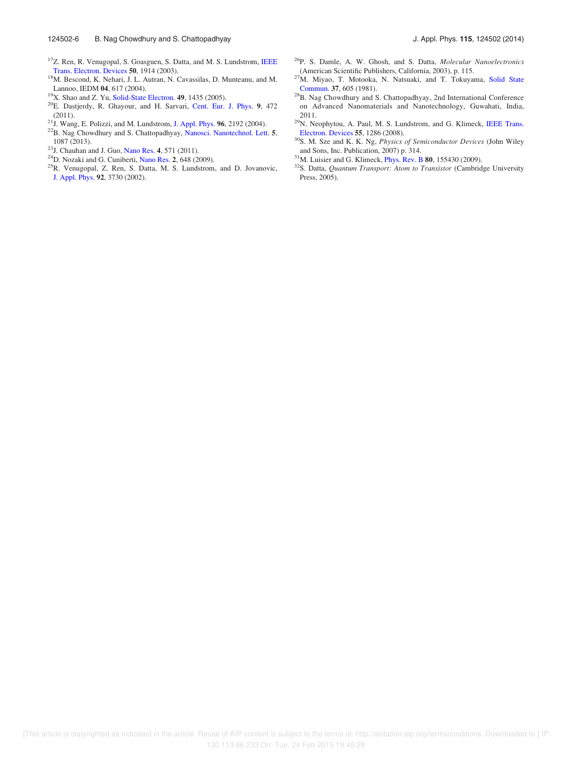[17] Z. Ren, R. Venugopal, S. Goasguen, S. Datta, and M. S. Lundstrom, IEEE Trans. Electron. Devices **50**, 1914 (2003).

[18] M. Bescond, K. Nehari, J. L. Autran, N. Cavassilas, D. Munteanu, and M. Lannoo, IEDM **04**, 617 (2004).

[19] X. Shao and Z. Yu, Solid-State Electron. **49**, 1435 (2005).

[20] E. Dastjerdy, R. Ghayour, and H. Sarvari, Cent. Eur. J. Phys. **9**, 472 (2011).

[21] J. Wang, E. Polizzi, and M. Lundstrom, J. Appl. Phys. **96**, 2192 (2004).

[22] B. Nag Chowdhury and S. Chattopadhyay, Nanosci. Nanotechnol. Lett. **5**, 1087 (2013).

[23] J. Chauhan and J. Guo, Nano Res. **4**, 571 (2011).

[24] D. Nozaki and G. Cuniberti, Nano Res. **2**, 648 (2009).

[25] R. Venugopal, Z. Ren, S. Datta, M. S. Lundstrom, and D. Jovanovic, J. Appl. Phys. **92**, 3730 (2002).

[26] P. S. Damle, A. W. Ghosh, and S. Datta, *Molecular Nanoelectronics* (American Scientific Publishers, California, 2003), p. 115.

[27] M. Miyao, T. Motooka, N. Natsuaki, and T. Tokuyama, Solid State Commun. **37**, 605 (1981).

[28] B. Nag Chowdhury and S. Chattopadhyay, 2nd International Conference on Advanced Nanomaterials and Nanotechnology, Guwahati, India, 2011.

[29] N. Neophytou, A. Paul, M. S. Lundstrom, and G. Klimeck, IEEE Trans. Electron. Devices **55**, 1286 (2008).

[30] S. M. Sze and K. K. Ng, *Physics of Semiconductor Devices* (John Wiley and Sons, Inc. Publication, 2007) p. 314.

[31] M. Luisier and G. Klimeck, Phys. Rev. B **80**, 155430 (2009).

[32] S. Datta, *Quantum Transport: Atom to Transistor* (Cambridge University Press, 2005).